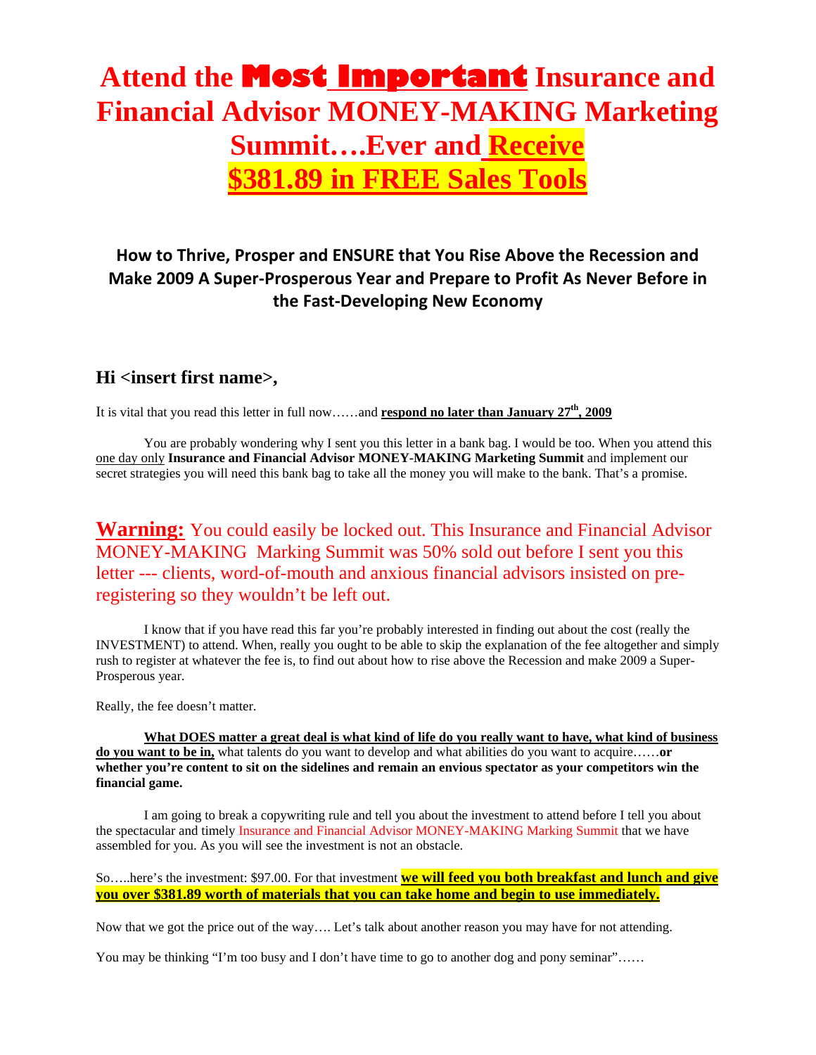# Attend the **Most Important** Insurance and Financial Advisor MONEY-MAKING Marketing Summit….Ever and Receive $381.89 in FREE Sales Tools

### How to Thrive, Prosper and ENSURE that You Rise Above the Recession and Make 2009 A Super-Prosperous Year and Prepare to Profit As Never Before in the Fast-Developing New Economy

## Hi <insert first name>,

It is vital that you read this letter in full now……and **respond no later than January 27th, 2009**

You are probably wondering why I sent you this letter in a bank bag. I would be too. When you attend this one day only **Insurance and Financial Advisor MONEY-MAKING Marketing Summit** and implement our secret strategies you will need this bank bag to take all the money you will make to the bank. That's a promise.

**Warning:** You could easily be locked out. This Insurance and Financial Advisor MONEY-MAKING Marking Summit was 50% sold out before I sent you this letter --- clients, word-of-mouth and anxious financial advisors insisted on pre-registering so they wouldn't be left out.

I know that if you have read this far you're probably interested in finding out about the cost (really the INVESTMENT) to attend. When, really you ought to be able to skip the explanation of the fee altogether and simply rush to register at whatever the fee is, to find out about how to rise above the Recession and make 2009 a Super-Prosperous year.

Really, the fee doesn't matter.

**What DOES matter a great deal is what kind of life do you really want to have, what kind of business do you want to be in,** what talents do you want to develop and what abilities do you want to acquire……**or whether you're content to sit on the sidelines and remain an envious spectator as your competitors win the financial game.**

I am going to break a copywriting rule and tell you about the investment to attend before I tell you about the spectacular and timely Insurance and Financial Advisor MONEY-MAKING Marking Summit that we have assembled for you. As you will see the investment is not an obstacle.

So…..here's the investment: $97.00. For that investment **we will feed you both breakfast and lunch and give you over $381.89 worth of materials that you can take home and begin to use immediately.**

Now that we got the price out of the way…. Let's talk about another reason you may have for not attending.

You may be thinking "I'm too busy and I don't have time to go to another dog and pony seminar"……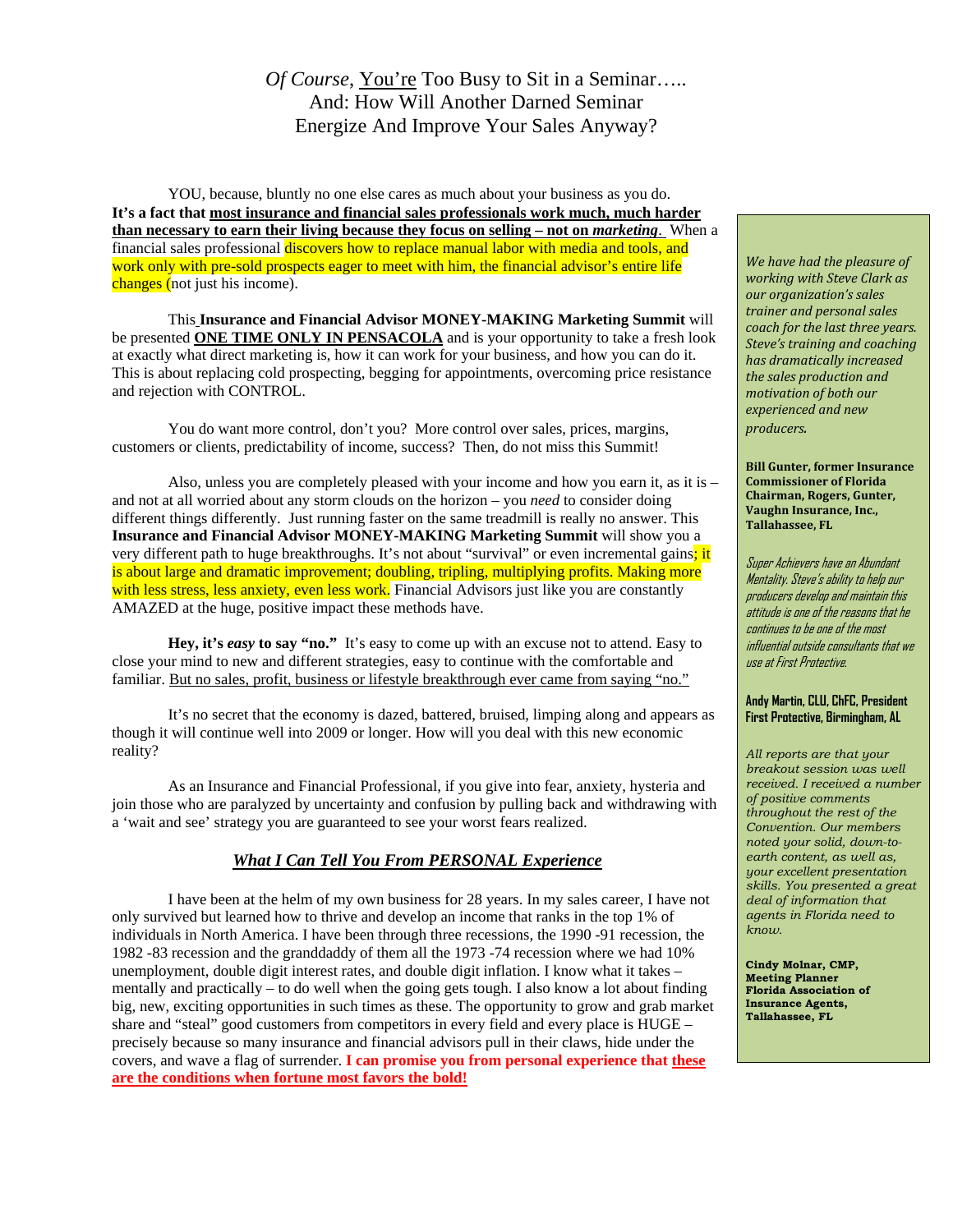# *Of Course*, You're Too Busy to Sit in a Seminar….. And: How Will Another Darned Seminar Energize And Improve Your Sales Anyway?

YOU, because, bluntly no one else cares as much about your business as you do. **It's a fact that most insurance and financial sales professionals work much, much harder than necessary to earn their living because they focus on selling – not on *marketing*.** When a financial sales professional discovers how to replace manual labor with media and tools, and work only with pre-sold prospects eager to meet with him, the financial advisor's entire life changes (not just his income).

This **Insurance and Financial Advisor MONEY-MAKING Marketing Summit** will be presented **ONE TIME ONLY IN PENSACOLA** and is your opportunity to take a fresh look at exactly what direct marketing is, how it can work for your business, and how you can do it. This is about replacing cold prospecting, begging for appointments, overcoming price resistance and rejection with CONTROL.

You do want more control, don't you? More control over sales, prices, margins, customers or clients, predictability of income, success? Then, do not miss this Summit!

Also, unless you are completely pleased with your income and how you earn it, as it is – and not at all worried about any storm clouds on the horizon – you *need* to consider doing different things differently. Just running faster on the same treadmill is really no answer. This **Insurance and Financial Advisor MONEY-MAKING Marketing Summit** will show you a very different path to huge breakthroughs. It's not about "survival" or even incremental gains; it is about large and dramatic improvement; doubling, tripling, multiplying profits. Making more with less stress, less anxiety, even less work. Financial Advisors just like you are constantly AMAZED at the huge, positive impact these methods have.

**Hey, it's *easy* to say "no."** It's easy to come up with an excuse not to attend. Easy to close your mind to new and different strategies, easy to continue with the comfortable and familiar. But no sales, profit, business or lifestyle breakthrough ever came from saying "no."

It's no secret that the economy is dazed, battered, bruised, limping along and appears as though it will continue well into 2009 or longer. How will you deal with this new economic reality?

As an Insurance and Financial Professional, if you give into fear, anxiety, hysteria and join those who are paralyzed by uncertainty and confusion by pulling back and withdrawing with a 'wait and see' strategy you are guaranteed to see your worst fears realized.

## *What I Can Tell You From PERSONAL Experience*

I have been at the helm of my own business for 28 years. In my sales career, I have not only survived but learned how to thrive and develop an income that ranks in the top 1% of individuals in North America. I have been through three recessions, the 1990 -91 recession, the 1982 -83 recession and the granddaddy of them all the 1973 -74 recession where we had 10% unemployment, double digit interest rates, and double digit inflation. I know what it takes – mentally and practically – to do well when the going gets tough. I also know a lot about finding big, new, exciting opportunities in such times as these. The opportunity to grow and grab market share and "steal" good customers from competitors in every field and every place is HUGE – precisely because so many insurance and financial advisors pull in their claws, hide under the covers, and wave a flag of surrender. **I can promise you from personal experience that these are the conditions when fortune most favors the bold!**

*We have had the pleasure of working with Steve Clark as our organization's sales trainer and personal sales coach for the last three years. Steve's training and coaching has dramatically increased the sales production and motivation of both our experienced and new producers.*

**Bill Gunter, former Insurance Commissioner of Florida Chairman, Rogers, Gunter, Vaughn Insurance, Inc., Tallahassee, FL**

*Super Achievers have an Abundant Mentality. Steve's ability to help our producers develop and maintain this attitude is one of the reasons that he continues to be one of the most influential outside consultants that we use at First Protective.*

**Andy Martin, CLU, ChFC, President First Protective, Birmingham, AL**

*All reports are that your breakout session was well received. I received a number of positive comments throughout the rest of the Convention. Our members noted your solid, down-to-earth content, as well as, your excellent presentation skills. You presented a great deal of information that agents in Florida need to know.*

**Cindy Molnar, CMP, Meeting Planner Florida Association of Insurance Agents, Tallahassee, FL**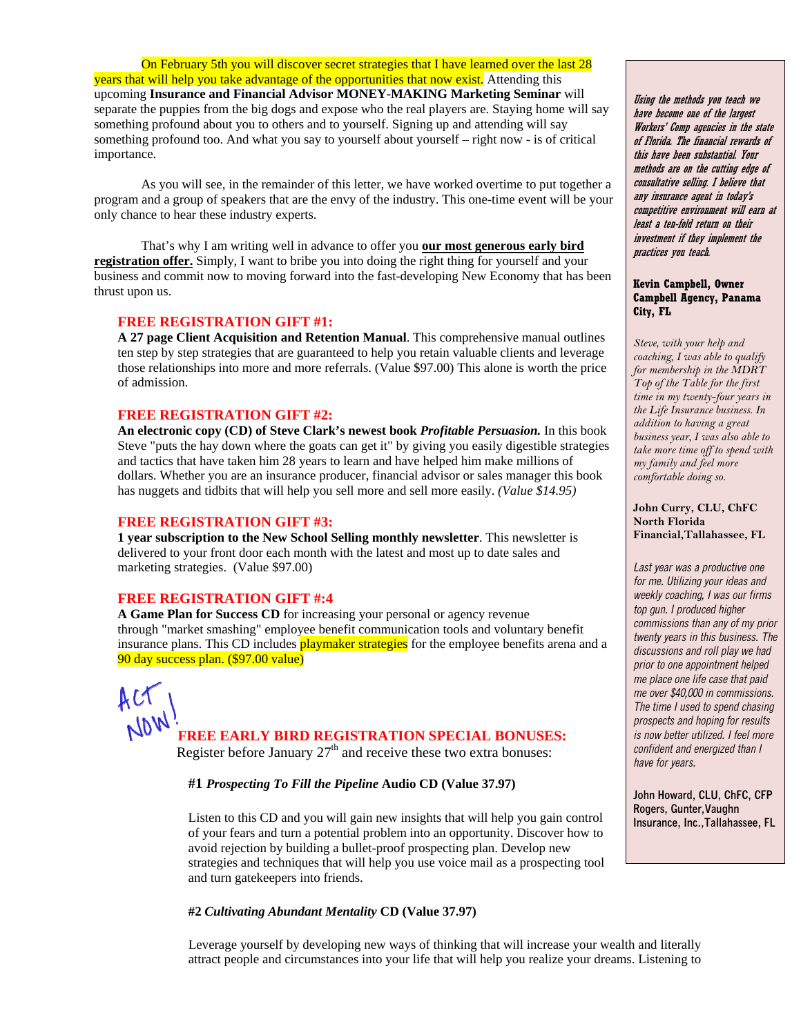On February 5th you will discover secret strategies that I have learned over the last 28 years that will help you take advantage of the opportunities that now exist. Attending this upcoming **Insurance and Financial Advisor MONEY-MAKING Marketing Seminar** will separate the puppies from the big dogs and expose who the real players are. Staying home will say something profound about you to others and to yourself. Signing up and attending will say something profound too. And what you say to yourself about yourself – right now - is of critical importance.

As you will see, in the remainder of this letter, we have worked overtime to put together a program and a group of speakers that are the envy of the industry. This one-time event will be your only chance to hear these industry experts.

That's why I am writing well in advance to offer you **our most generous early bird registration offer.** Simply, I want to bribe you into doing the right thing for yourself and your business and commit now to moving forward into the fast-developing New Economy that has been thrust upon us.

**FREE REGISTRATION GIFT #1:**
**A 27 page Client Acquisition and Retention Manual**. This comprehensive manual outlines ten step by step strategies that are guaranteed to help you retain valuable clients and leverage those relationships into more and more referrals. (Value $97.00) This alone is worth the price of admission.

**FREE REGISTRATION GIFT #2:**
**An electronic copy (CD) of Steve Clark's newest book *Profitable Persuasion.*** In this book Steve "puts the hay down where the goats can get it" by giving you easily digestible strategies and tactics that have taken him 28 years to learn and have helped him make millions of dollars. Whether you are an insurance producer, financial advisor or sales manager this book has nuggets and tidbits that will help you sell more and sell more easily. *(Value $14.95)*

**FREE REGISTRATION GIFT #3:**
**1 year subscription to the New School Selling monthly newsletter**. This newsletter is delivered to your front door each month with the latest and most up to date sales and marketing strategies. (Value $97.00)

**FREE REGISTRATION GIFT #:4**
**A Game Plan for Success CD** for increasing your personal or agency revenue through "market smashing" employee benefit communication tools and voluntary benefit insurance plans. This CD includes playmaker strategies for the employee benefits arena and a 90 day success plan. ($97.00 value)

ACT NOW!

**FREE EARLY BIRD REGISTRATION SPECIAL BONUSES:**
Register before January 27th and receive these two extra bonuses:

**#1 *Prospecting To Fill the Pipeline* Audio CD (Value 37.97)**

Listen to this CD and you will gain new insights that will help you gain control of your fears and turn a potential problem into an opportunity. Discover how to avoid rejection by building a bullet-proof prospecting plan. Develop new strategies and techniques that will help you use voice mail as a prospecting tool and turn gatekeepers into friends.

**#2 *Cultivating Abundant Mentality* CD (Value 37.97)**

Leverage yourself by developing new ways of thinking that will increase your wealth and literally attract people and circumstances into your life that will help you realize your dreams. Listening to

---

*Using the methods you teach we have become one of the largest Workers' Comp agencies in the state of Florida. The financial rewards of this have been substantial. Your methods are on the cutting edge of consultative selling. I believe that any insurance agent in today's competitive environment will earn at least a ten-fold return on their investment if they implement the practices you teach.*

**Kevin Campbell, Owner
Campbell Agency, Panama City, FL**

*Steve, with your help and coaching, I was able to qualify for membership in the MDRT Top of the Table for the first time in my twenty-four years in the Life Insurance business. In addition to having a great business year, I was also able to take more time off to spend with my family and feel more comfortable doing so.*

**John Curry, CLU, ChFC
North Florida Financial,Tallahassee, FL**

*Last year was a productive one for me. Utilizing your ideas and weekly coaching, I was our firms top gun. I produced higher commissions than any of my prior twenty years in this business. The discussions and roll play we had prior to one appointment helped me place one life case that paid me over $40,000 in commissions. The time I used to spend chasing prospects and hoping for results is now better utilized. I feel more confident and energized than I have for years.*

**John Howard, CLU, ChFC, CFP
Rogers, Gunter,Vaughn Insurance, Inc.,Tallahassee, FL**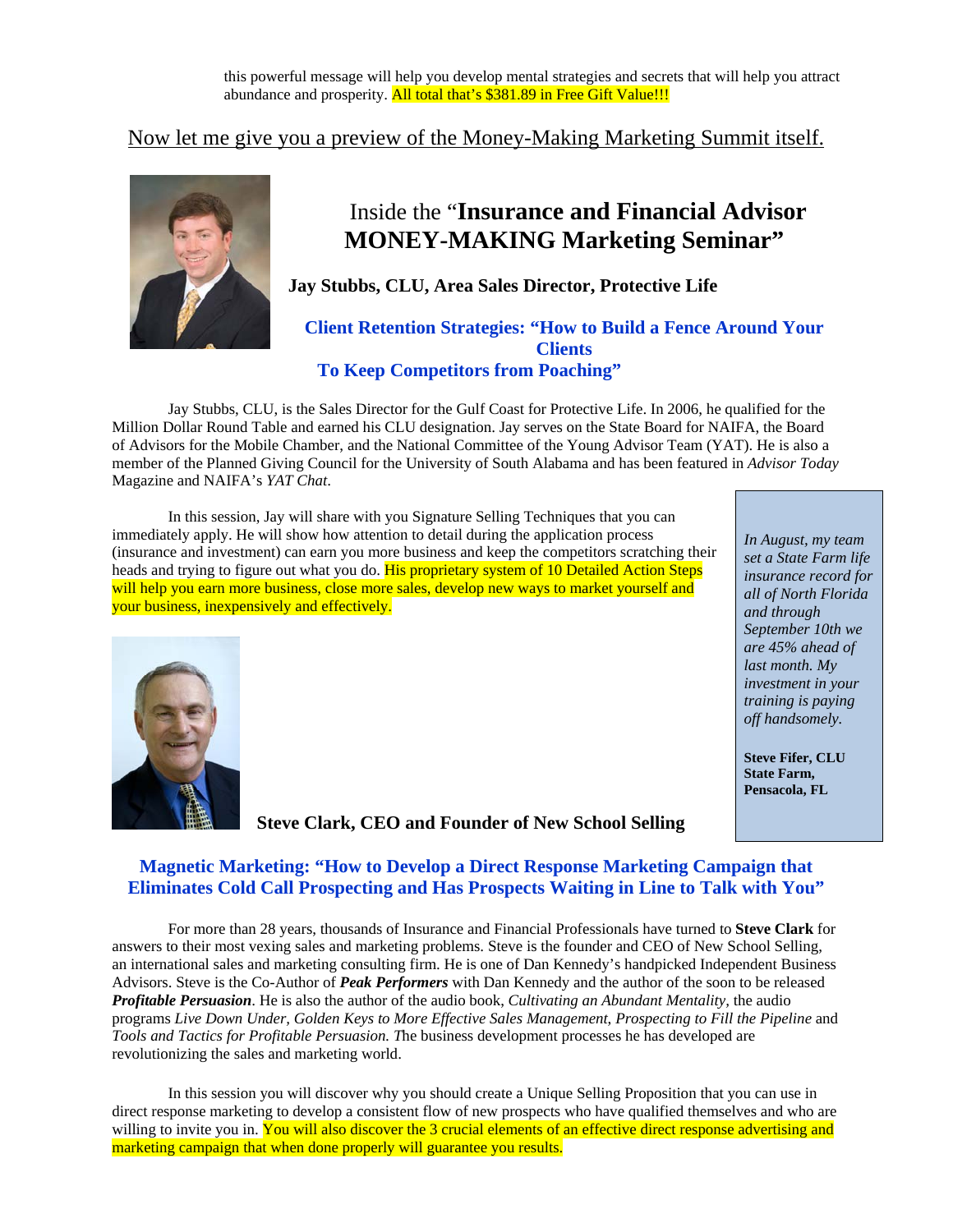this powerful message will help you develop mental strategies and secrets that will help you attract abundance and prosperity. All total that's $381.89 in Free Gift Value!!!

Now let me give you a preview of the Money-Making Marketing Summit itself.

## Inside the "**Insurance and Financial Advisor MONEY-MAKING Marketing Seminar**"

**Jay Stubbs, CLU, Area Sales Director, Protective Life**

### Client Retention Strategies: "How to Build a Fence Around Your Clients To Keep Competitors from Poaching"

Jay Stubbs, CLU, is the Sales Director for the Gulf Coast for Protective Life. In 2006, he qualified for the Million Dollar Round Table and earned his CLU designation. Jay serves on the State Board for NAIFA, the Board of Advisors for the Mobile Chamber, and the National Committee of the Young Advisor Team (YAT). He is also a member of the Planned Giving Council for the University of South Alabama and has been featured in *Advisor Today* Magazine and NAIFA's *YAT Chat*.

In this session, Jay will share with you Signature Selling Techniques that you can immediately apply. He will show how attention to detail during the application process (insurance and investment) can earn you more business and keep the competitors scratching their heads and trying to figure out what you do. His proprietary system of 10 Detailed Action Steps will help you earn more business, close more sales, develop new ways to market yourself and your business, inexpensively and effectively.

> *In August, my team set a State Farm life insurance record for all of North Florida and through September 10th we are 45% ahead of last month. My investment in your training is paying off handsomely.*
>
> **Steve Fifer, CLU**
> **State Farm,**
> **Pensacola, FL**

**Steve Clark, CEO and Founder of New School Selling**

### Magnetic Marketing: "How to Develop a Direct Response Marketing Campaign that Eliminates Cold Call Prospecting and Has Prospects Waiting in Line to Talk with You"

For more than 28 years, thousands of Insurance and Financial Professionals have turned to **Steve Clark** for answers to their most vexing sales and marketing problems. Steve is the founder and CEO of New School Selling, an international sales and marketing consulting firm. He is one of Dan Kennedy's handpicked Independent Business Advisors. Steve is the Co-Author of ***Peak Performers*** with Dan Kennedy and the author of the soon to be released ***Profitable Persuasion***. He is also the author of the audio book, *Cultivating an Abundant Mentality,* the audio programs *Live Down Under, Golden Keys to More Effective Sales Management, Prospecting to Fill the Pipeline* and *Tools and Tactics for Profitable Persuasion.* The business development processes he has developed are revolutionizing the sales and marketing world.

In this session you will discover why you should create a Unique Selling Proposition that you can use in direct response marketing to develop a consistent flow of new prospects who have qualified themselves and who are willing to invite you in. You will also discover the 3 crucial elements of an effective direct response advertising and marketing campaign that when done properly will guarantee you results.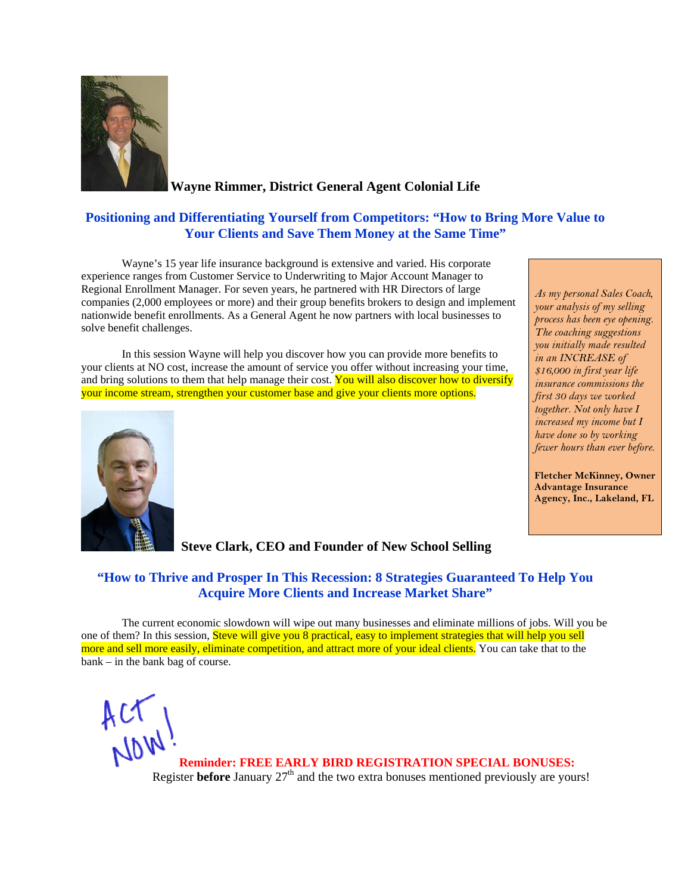**Wayne Rimmer, District General Agent Colonial Life**

## Positioning and Differentiating Yourself from Competitors: "How to Bring More Value to Your Clients and Save Them Money at the Same Time"

Wayne's 15 year life insurance background is extensive and varied. His corporate experience ranges from Customer Service to Underwriting to Major Account Manager to Regional Enrollment Manager. For seven years, he partnered with HR Directors of large companies (2,000 employees or more) and their group benefits brokers to design and implement nationwide benefit enrollments. As a General Agent he now partners with local businesses to solve benefit challenges.

In this session Wayne will help you discover how you can provide more benefits to your clients at NO cost, increase the amount of service you offer without increasing your time, and bring solutions to them that help manage their cost. You will also discover how to diversify your income stream, strengthen your customer base and give your clients more options.

> *As my personal Sales Coach, your analysis of my selling process has been eye opening. The coaching suggestions you initially made resulted in an INCREASE of $16,000 in first year life insurance commissions the first 30 days we worked together. Not only have I increased my income but I have done so by working fewer hours than ever before.*
>
> **Fletcher McKinney, Owner Advantage Insurance Agency, Inc., Lakeland, FL**

**Steve Clark, CEO and Founder of New School Selling**

## "How to Thrive and Prosper In This Recession: 8 Strategies Guaranteed To Help You Acquire More Clients and Increase Market Share"

The current economic slowdown will wipe out many businesses and eliminate millions of jobs. Will you be one of them? In this session, Steve will give you 8 practical, easy to implement strategies that will help you sell more and sell more easily, eliminate competition, and attract more of your ideal clients. You can take that to the bank – in the bank bag of course.

ACT NOW!

**Reminder: FREE EARLY BIRD REGISTRATION SPECIAL BONUSES:**
Register **before** January 27th and the two extra bonuses mentioned previously are yours!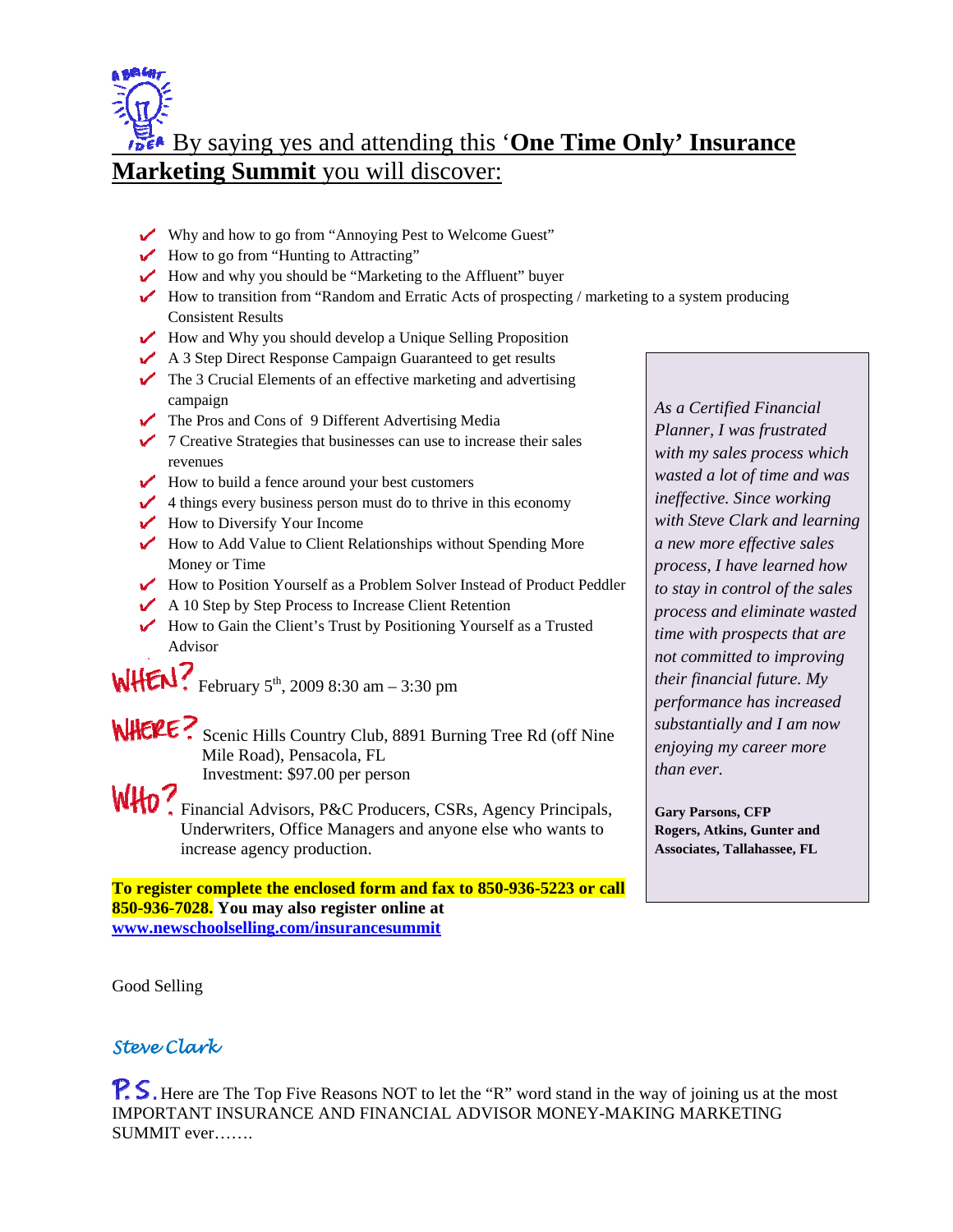## By saying yes and attending this '**One Time Only' Insurance Marketing Summit** you will discover:

- Why and how to go from "Annoying Pest to Welcome Guest"
- How to go from "Hunting to Attracting"
- How and why you should be "Marketing to the Affluent" buyer
- How to transition from "Random and Erratic Acts of prospecting / marketing to a system producing Consistent Results
- How and Why you should develop a Unique Selling Proposition
- A 3 Step Direct Response Campaign Guaranteed to get results
- The 3 Crucial Elements of an effective marketing and advertising campaign
- The Pros and Cons of 9 Different Advertising Media
- 7 Creative Strategies that businesses can use to increase their sales revenues
- How to build a fence around your best customers
- 4 things every business person must do to thrive in this economy
- How to Diversify Your Income
- How to Add Value to Client Relationships without Spending More Money or Time
- How to Position Yourself as a Problem Solver Instead of Product Peddler
- A 10 Step by Step Process to Increase Client Retention
- How to Gain the Client's Trust by Positioning Yourself as a Trusted Advisor

**WHEN?** February 5th, 2009 8:30 am – 3:30 pm

**WHERE?** Scenic Hills Country Club, 8891 Burning Tree Rd (off Nine Mile Road), Pensacola, FL
Investment: $97.00 per person

**WHO?** Financial Advisors, P&C Producers, CSRs, Agency Principals, Underwriters, Office Managers and anyone else who wants to increase agency production.

**To register complete the enclosed form and fax to 850-936-5223 or call 850-936-7028. You may also register online at [www.newschoolselling.com/insurancesummit](http://www.newschoolselling.com/insurancesummit)**

> *As a Certified Financial Planner, I was frustrated with my sales process which wasted a lot of time and was ineffective. Since working with Steve Clark and learning a new more effective sales process, I have learned how to stay in control of the sales process and eliminate wasted time with prospects that are not committed to improving their financial future. My performance has increased substantially and I am now enjoying my career more than ever.*
>
> **Gary Parsons, CFP**
> **Rogers, Atkins, Gunter and Associates, Tallahassee, FL**

Good Selling

*Steve Clark*

**P.S.** Here are The Top Five Reasons NOT to let the "R" word stand in the way of joining us at the most IMPORTANT INSURANCE AND FINANCIAL ADVISOR MONEY-MAKING MARKETING SUMMIT ever…….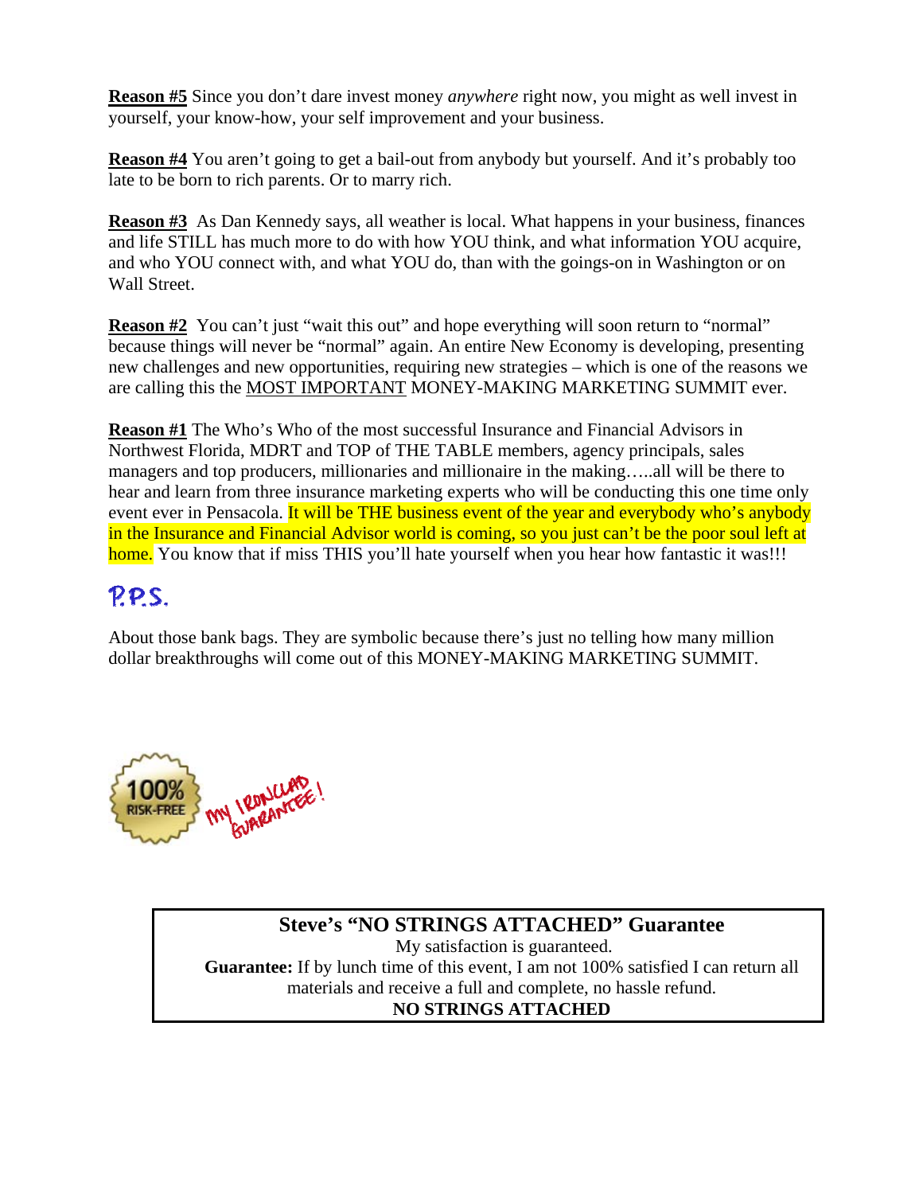**Reason #5** Since you don't dare invest money *anywhere* right now, you might as well invest in yourself, your know-how, your self improvement and your business.

**Reason #4** You aren't going to get a bail-out from anybody but yourself. And it's probably too late to be born to rich parents. Or to marry rich.

**Reason #3** As Dan Kennedy says, all weather is local. What happens in your business, finances and life STILL has much more to do with how YOU think, and what information YOU acquire, and who YOU connect with, and what YOU do, than with the goings-on in Washington or on Wall Street.

**Reason #2** You can't just "wait this out" and hope everything will soon return to "normal" because things will never be "normal" again. An entire New Economy is developing, presenting new challenges and new opportunities, requiring new strategies – which is one of the reasons we are calling this the MOST IMPORTANT MONEY-MAKING MARKETING SUMMIT ever.

**Reason #1** The Who's Who of the most successful Insurance and Financial Advisors in Northwest Florida, MDRT and TOP of THE TABLE members, agency principals, sales managers and top producers, millionaries and millionaire in the making…..all will be there to hear and learn from three insurance marketing experts who will be conducting this one time only event ever in Pensacola. It will be THE business event of the year and everybody who's anybody in the Insurance and Financial Advisor world is coming, so you just can't be the poor soul left at home. You know that if miss THIS you'll hate yourself when you hear how fantastic it was!!!

P.P.S.

About those bank bags. They are symbolic because there's just no telling how many million dollar breakthroughs will come out of this MONEY-MAKING MARKETING SUMMIT.

100% RISK-FREE

MY IRONCLAD GUARANTEE!

**Steve's "NO STRINGS ATTACHED" Guarantee**

My satisfaction is guaranteed.

**Guarantee:** If by lunch time of this event, I am not 100% satisfied I can return all materials and receive a full and complete, no hassle refund.

**NO STRINGS ATTACHED**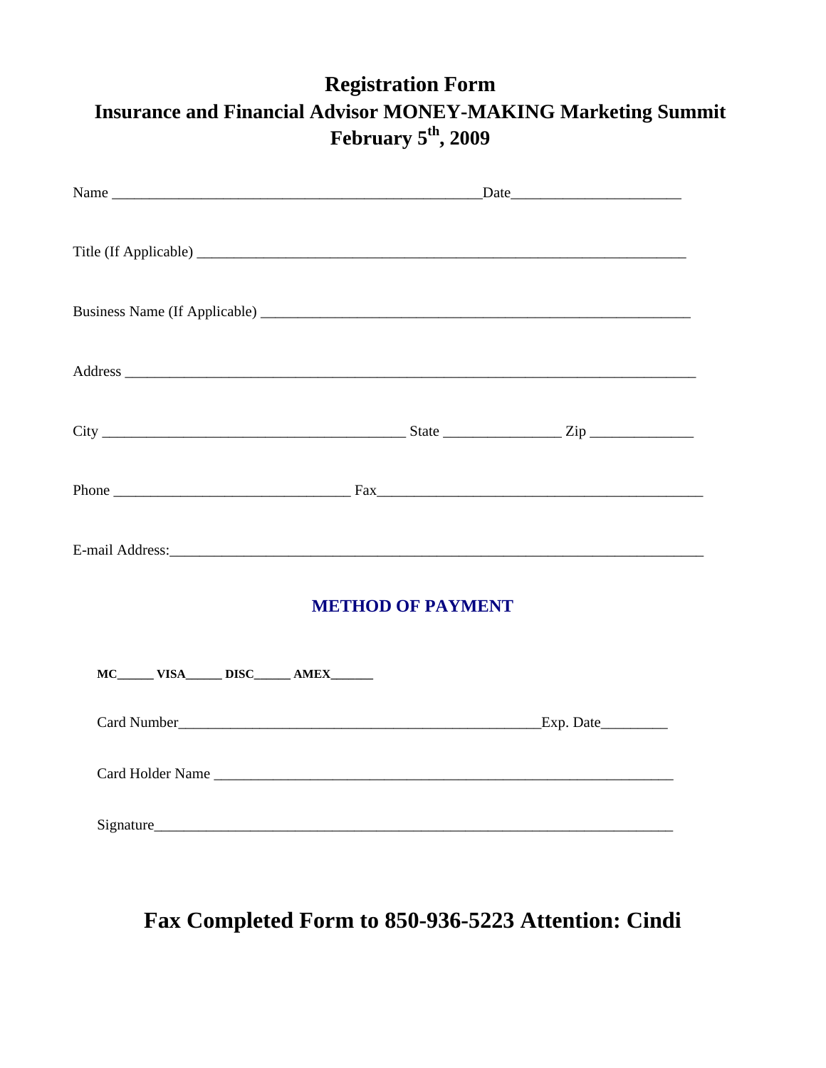# Registration Form

## Insurance and Financial Advisor MONEY-MAKING Marketing Summit

## February 5th, 2009

Name ____________________________________________________Date________________________

Title (If Applicable) ______________________________________________________________________

Business Name (If Applicable) _____________________________________________________________

Address _________________________________________________________________________________

City ___________________________________________ State ________________ Zip ______________

Phone _________________________________ Fax_____________________________________________

E-mail Address:__________________________________________________________________________

### METHOD OF PAYMENT

**MC______ VISA______ DISC______ AMEX_______**

Card Number____________________________________________________Exp. Date_________

Card Holder Name _________________________________________________________________

Signature__________________________________________________________________________

## Fax Completed Form to 850-936-5223 Attention: Cindi